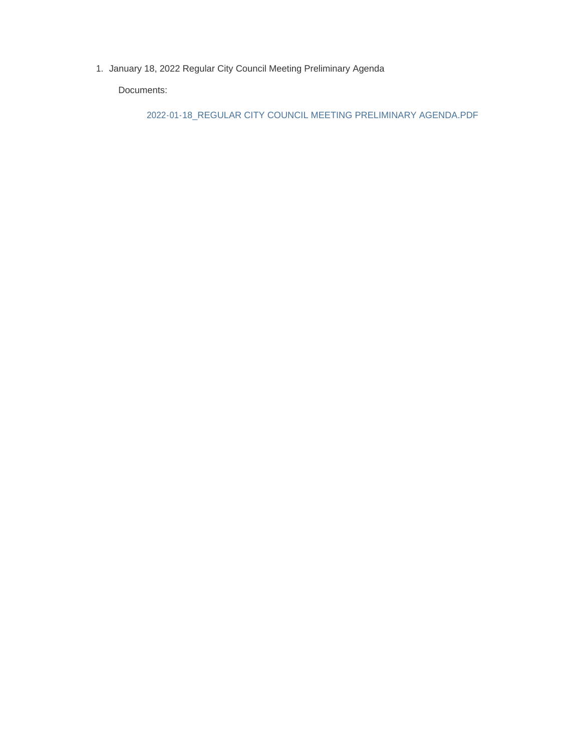1. January 18, 2022 Regular City Council Meeting Preliminary Agenda

   Documents:

   2022-01-18_REGULAR CITY COUNCIL MEETING PRELIMINARY AGENDA.PDF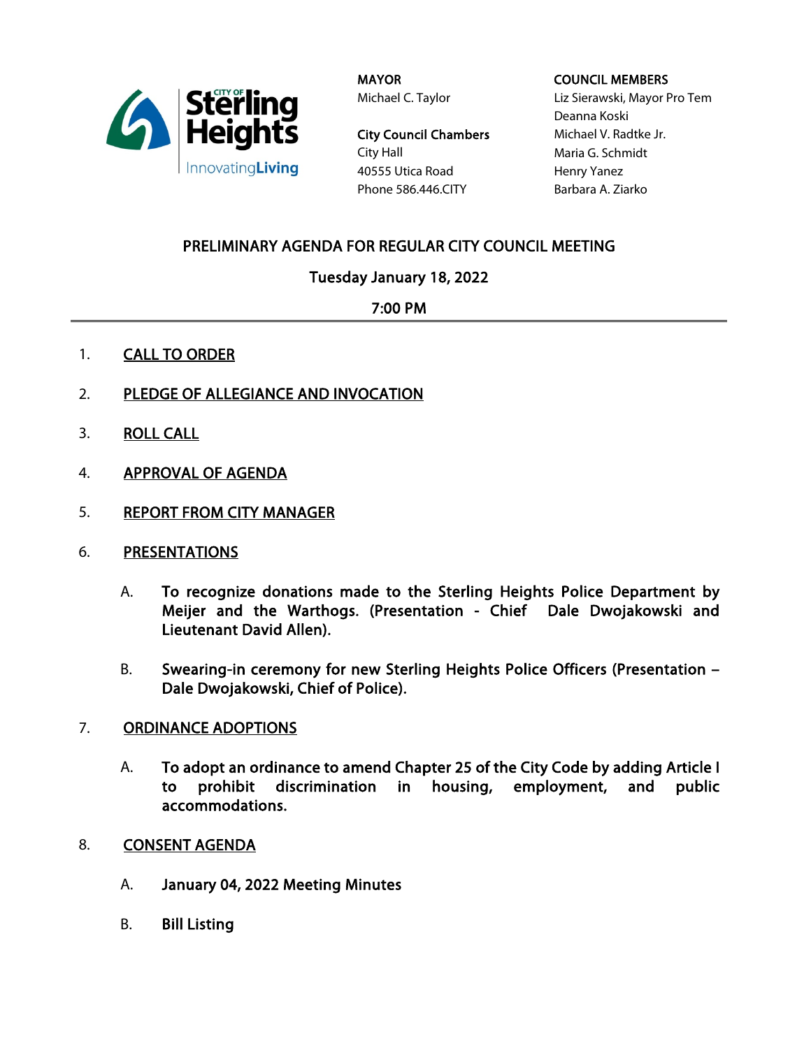**MAYOR**
Michael C. Taylor

**City Council Chambers**
City Hall
40555 Utica Road
Phone 586.446.CITY

**COUNCIL MEMBERS**
Liz Sierawski, Mayor Pro Tem
Deanna Koski
Michael V. Radtke Jr.
Maria G. Schmidt
Henry Yanez
Barbara A. Ziarko

## PRELIMINARY AGENDA FOR REGULAR CITY COUNCIL MEETING

### Tuesday January 18, 2022

### 7:00 PM

1. CALL TO ORDER

2. PLEDGE OF ALLEGIANCE AND INVOCATION

3. ROLL CALL

4. APPROVAL OF AGENDA

5. REPORT FROM CITY MANAGER

6. PRESENTATIONS

   A. **To recognize donations made to the Sterling Heights Police Department by Meijer and the Warthogs. (Presentation - Chief Dale Dwojakowski and Lieutenant David Allen).**

   B. **Swearing-in ceremony for new Sterling Heights Police Officers (Presentation – Dale Dwojakowski, Chief of Police).**

7. ORDINANCE ADOPTIONS

   A. **To adopt an ordinance to amend Chapter 25 of the City Code by adding Article I to prohibit discrimination in housing, employment, and public accommodations.**

8. CONSENT AGENDA

   A. **January 04, 2022 Meeting Minutes**

   B. **Bill Listing**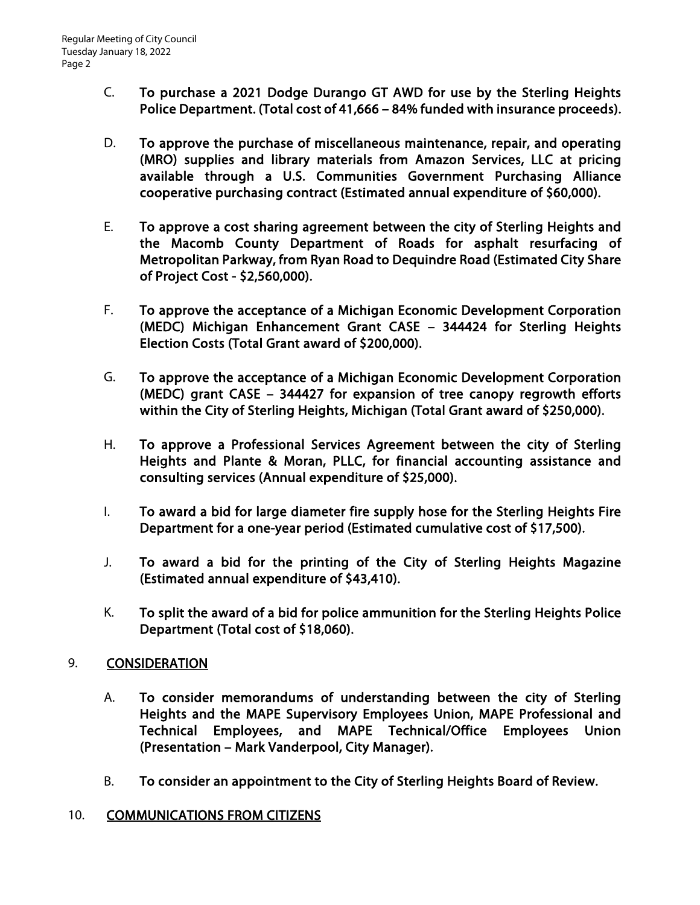C. **To purchase a 2021 Dodge Durango GT AWD for use by the Sterling Heights Police Department. (Total cost of 41,666 – 84% funded with insurance proceeds).**

D. **To approve the purchase of miscellaneous maintenance, repair, and operating (MRO) supplies and library materials from Amazon Services, LLC at pricing available through a U.S. Communities Government Purchasing Alliance cooperative purchasing contract (Estimated annual expenditure of $60,000).**

E. **To approve a cost sharing agreement between the city of Sterling Heights and the Macomb County Department of Roads for asphalt resurfacing of Metropolitan Parkway, from Ryan Road to Dequindre Road (Estimated City Share of Project Cost - $2,560,000).**

F. **To approve the acceptance of a Michigan Economic Development Corporation (MEDC) Michigan Enhancement Grant CASE – 344424 for Sterling Heights Election Costs (Total Grant award of $200,000).**

G. **To approve the acceptance of a Michigan Economic Development Corporation (MEDC) grant CASE – 344427 for expansion of tree canopy regrowth efforts within the City of Sterling Heights, Michigan (Total Grant award of $250,000).**

H. **To approve a Professional Services Agreement between the city of Sterling Heights and Plante & Moran, PLLC, for financial accounting assistance and consulting services (Annual expenditure of $25,000).**

I. **To award a bid for large diameter fire supply hose for the Sterling Heights Fire Department for a one-year period (Estimated cumulative cost of $17,500).**

J. **To award a bid for the printing of the City of Sterling Heights Magazine (Estimated annual expenditure of $43,410).**

K. **To split the award of a bid for police ammunition for the Sterling Heights Police Department (Total cost of $18,060).**

## 9. CONSIDERATION

A. **To consider memorandums of understanding between the city of Sterling Heights and the MAPE Supervisory Employees Union, MAPE Professional and Technical Employees, and MAPE Technical/Office Employees Union (Presentation – Mark Vanderpool, City Manager).**

B. **To consider an appointment to the City of Sterling Heights Board of Review.**

## 10. COMMUNICATIONS FROM CITIZENS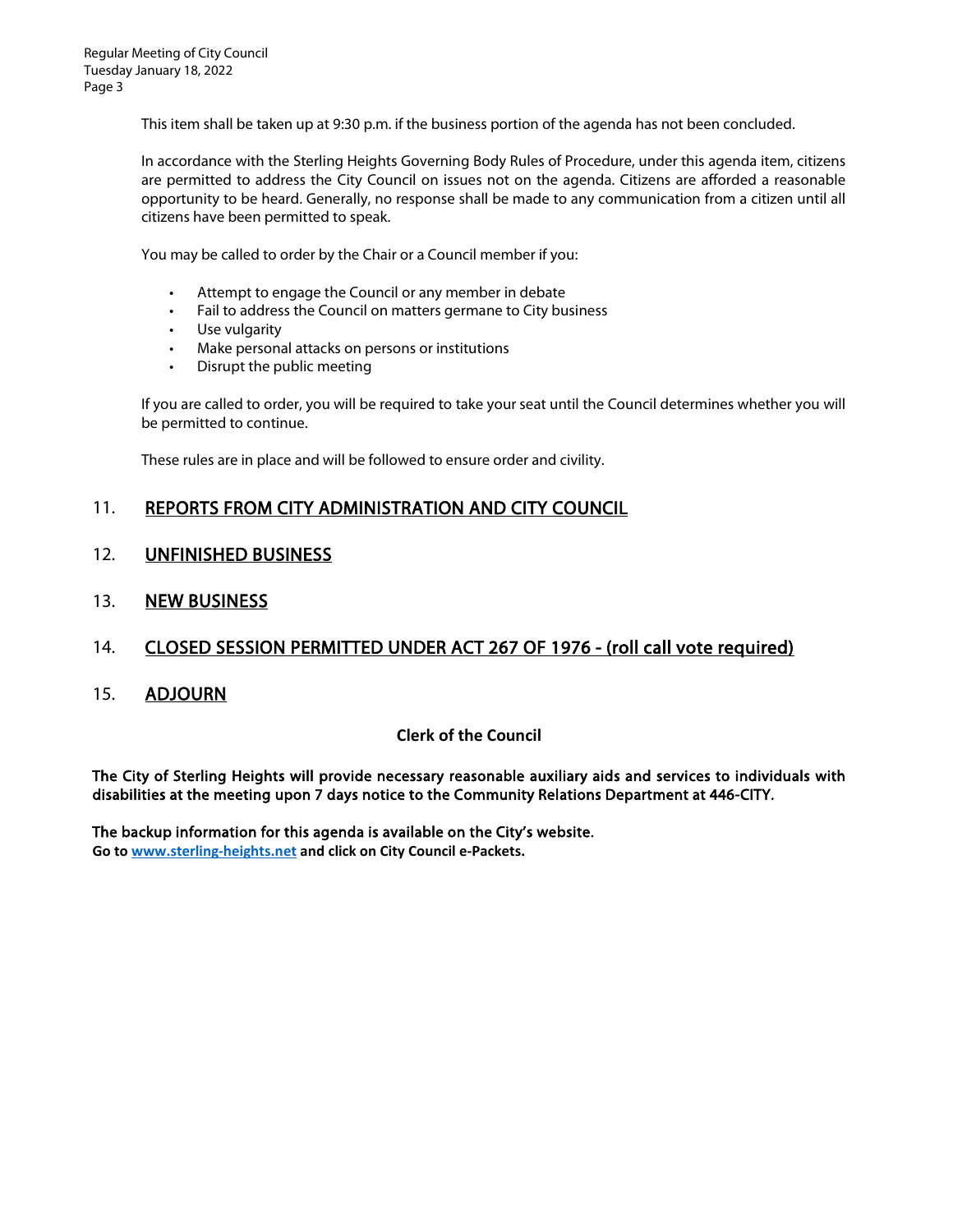This item shall be taken up at 9:30 p.m. if the business portion of the agenda has not been concluded.

In accordance with the Sterling Heights Governing Body Rules of Procedure, under this agenda item, citizens are permitted to address the City Council on issues not on the agenda. Citizens are afforded a reasonable opportunity to be heard. Generally, no response shall be made to any communication from a citizen until all citizens have been permitted to speak.

You may be called to order by the Chair or a Council member if you:

- Attempt to engage the Council or any member in debate
- Fail to address the Council on matters germane to City business
- Use vulgarity
- Make personal attacks on persons or institutions
- Disrupt the public meeting

If you are called to order, you will be required to take your seat until the Council determines whether you will be permitted to continue.

These rules are in place and will be followed to ensure order and civility.

## 11. REPORTS FROM CITY ADMINISTRATION AND CITY COUNCIL

## 12. UNFINISHED BUSINESS

## 13. NEW BUSINESS

## 14. CLOSED SESSION PERMITTED UNDER ACT 267 OF 1976 - (roll call vote required)

## 15. ADJOURN

**Clerk of the Council**

**The City of Sterling Heights will provide necessary reasonable auxiliary aids and services to individuals with disabilities at the meeting upon 7 days notice to the Community Relations Department at 446-CITY.**

**The backup information for this agenda is available on the City's website.**
**Go to [www.sterling-heights.net](http://www.sterling-heights.net) and click on City Council e-Packets.**